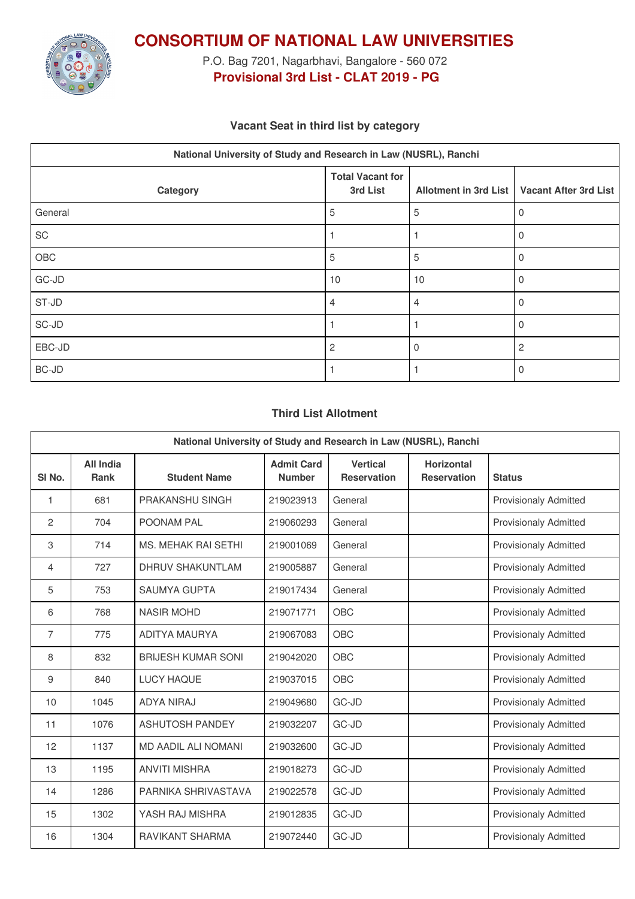# CONSORTIUM OF NATIONAL LAW UNIVERSITIES

P.O. Bag 7201, Nagarbhavi, Bangalore - 560 072

**Provisional 3rd List - CLAT 2019 - PG**

### Vacant Seat in third list by category

| National University of Study and Research in Law (NUSRL), Ranchi | | | |
|---|---|---|---|
| Category | Total Vacant for 3rd List | Allotment in 3rd List | Vacant After 3rd List |
| General | 5 | 5 | 0 |
| SC | 1 | 1 | 0 |
| OBC | 5 | 5 | 0 |
| GC-JD | 10 | 10 | 0 |
| ST-JD | 4 | 4 | 0 |
| SC-JD | 1 | 1 | 0 |
| EBC-JD | 2 | 0 | 2 |
| BC-JD | 1 | 1 | 0 |

### Third List Allotment

| National University of Study and Research in Law (NUSRL), Ranchi | | | | | | |
|---|---|---|---|---|---|---|
| Sl No. | All India Rank | Student Name | Admit Card Number | Vertical Reservation | Horizontal Reservation | Status |
| 1 | 681 | PRAKANSHU SINGH | 219023913 | General | | Provisionally Admitted |
| 2 | 704 | POONAM PAL | 219060293 | General | | Provisionally Admitted |
| 3 | 714 | MS. MEHAK RAI SETHI | 219001069 | General | | Provisionally Admitted |
| 4 | 727 | DHRUV SHAKUNTLAM | 219005887 | General | | Provisionally Admitted |
| 5 | 753 | SAUMYA GUPTA | 219017434 | General | | Provisionally Admitted |
| 6 | 768 | NASIR MOHD | 219071771 | OBC | | Provisionally Admitted |
| 7 | 775 | ADITYA MAURYA | 219067083 | OBC | | Provisionally Admitted |
| 8 | 832 | BRIJESH KUMAR SONI | 219042020 | OBC | | Provisionally Admitted |
| 9 | 840 | LUCY HAQUE | 219037015 | OBC | | Provisionally Admitted |
| 10 | 1045 | ADYA NIRAJ | 219049680 | GC-JD | | Provisionally Admitted |
| 11 | 1076 | ASHUTOSH PANDEY | 219032207 | GC-JD | | Provisionally Admitted |
| 12 | 1137 | MD AADIL ALI NOMANI | 219032600 | GC-JD | | Provisionally Admitted |
| 13 | 1195 | ANVITI MISHRA | 219018273 | GC-JD | | Provisionally Admitted |
| 14 | 1286 | PARNIKA SHRIVASTAVA | 219022578 | GC-JD | | Provisionally Admitted |
| 15 | 1302 | YASH RAJ MISHRA | 219012835 | GC-JD | | Provisionally Admitted |
| 16 | 1304 | RAVIKANT SHARMA | 219072440 | GC-JD | | Provisionally Admitted |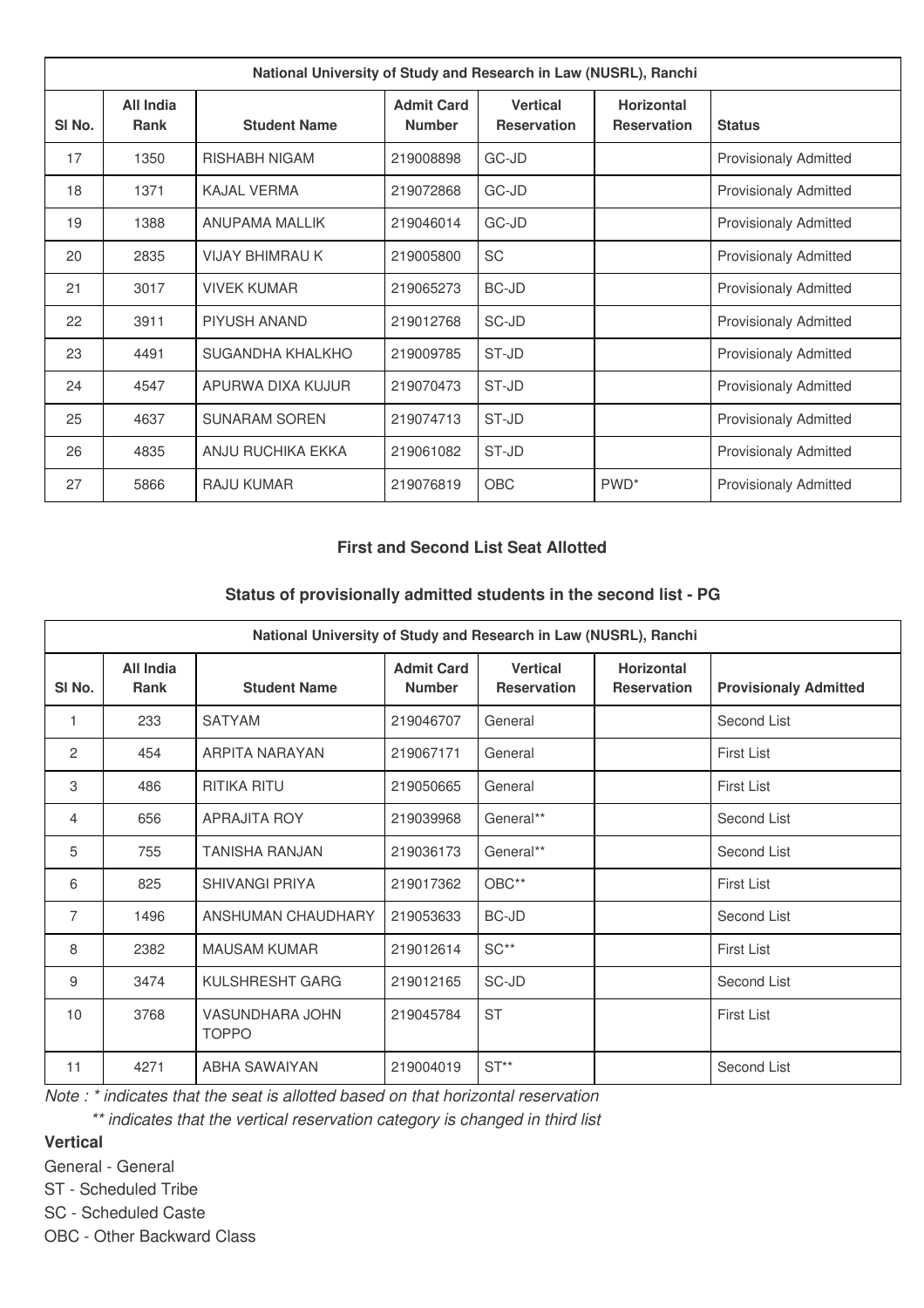| National University of Study and Research in Law (NUSRL), Ranchi | | | | | | |
|---|---|---|---|---|---|---|
| Sl No. | All India Rank | Student Name | Admit Card Number | Vertical Reservation | Horizontal Reservation | Status |
| 17 | 1350 | RISHABH NIGAM | 219008898 | GC-JD | | Provisionaly Admitted |
| 18 | 1371 | KAJAL VERMA | 219072868 | GC-JD | | Provisionaly Admitted |
| 19 | 1388 | ANUPAMA MALLIK | 219046014 | GC-JD | | Provisionaly Admitted |
| 20 | 2835 | VIJAY BHIMRAU K | 219005800 | SC | | Provisionaly Admitted |
| 21 | 3017 | VIVEK KUMAR | 219065273 | BC-JD | | Provisionaly Admitted |
| 22 | 3911 | PIYUSH ANAND | 219012768 | SC-JD | | Provisionaly Admitted |
| 23 | 4491 | SUGANDHA KHALKHO | 219009785 | ST-JD | | Provisionaly Admitted |
| 24 | 4547 | APURWA DIXA KUJUR | 219070473 | ST-JD | | Provisionaly Admitted |
| 25 | 4637 | SUNARAM SOREN | 219074713 | ST-JD | | Provisionaly Admitted |
| 26 | 4835 | ANJU RUCHIKA EKKA | 219061082 | ST-JD | | Provisionaly Admitted |
| 27 | 5866 | RAJU KUMAR | 219076819 | OBC | PWD* | Provisionaly Admitted |

### First and Second List Seat Allotted

### Status of provisionally admitted students in the second list - PG

| National University of Study and Research in Law (NUSRL), Ranchi | | | | | | |
|---|---|---|---|---|---|---|
| Sl No. | All India Rank | Student Name | Admit Card Number | Vertical Reservation | Horizontal Reservation | Provisionaly Admitted |
| 1 | 233 | SATYAM | 219046707 | General | | Second List |
| 2 | 454 | ARPITA NARAYAN | 219067171 | General | | First List |
| 3 | 486 | RITIKA RITU | 219050665 | General | | First List |
| 4 | 656 | APRAJITA ROY | 219039968 | General** | | Second List |
| 5 | 755 | TANISHA RANJAN | 219036173 | General** | | Second List |
| 6 | 825 | SHIVANGI PRIYA | 219017362 | OBC** | | First List |
| 7 | 1496 | ANSHUMAN CHAUDHARY | 219053633 | BC-JD | | Second List |
| 8 | 2382 | MAUSAM KUMAR | 219012614 | SC** | | First List |
| 9 | 3474 | KULSHRESHT GARG | 219012165 | SC-JD | | Second List |
| 10 | 3768 | VASUNDHARA JOHN TOPPO | 219045784 | ST | | First List |
| 11 | 4271 | ABHA SAWAIYAN | 219004019 | ST** | | Second List |

*Note : * indicates that the seat is allotted based on that horizontal reservation*

*** indicates that the vertical reservation category is changed in third list*

**Vertical**

General - General

ST - Scheduled Tribe

SC - Scheduled Caste

OBC - Other Backward Class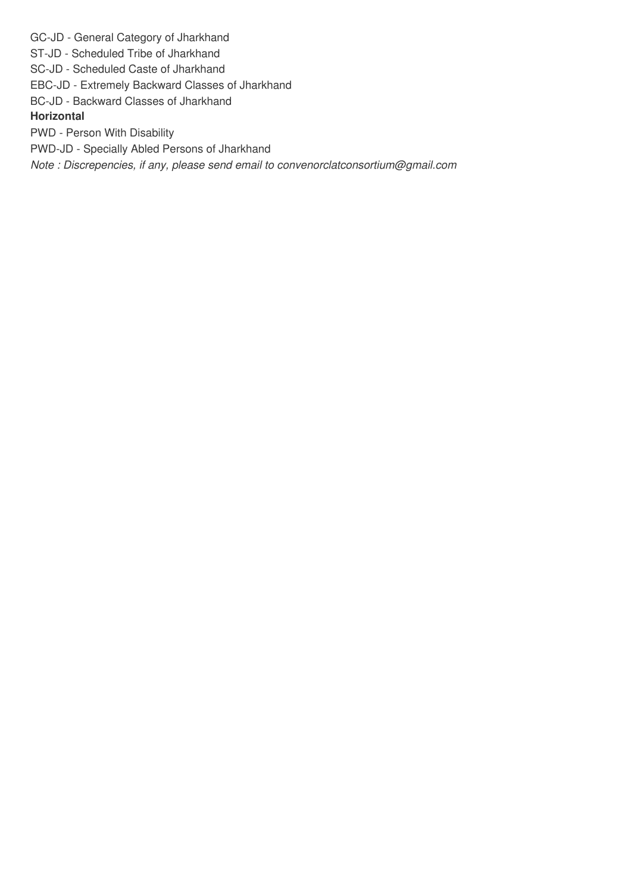GC-JD - General Category of Jharkhand

ST-JD - Scheduled Tribe of Jharkhand

SC-JD - Scheduled Caste of Jharkhand

EBC-JD - Extremely Backward Classes of Jharkhand

BC-JD - Backward Classes of Jharkhand

**Horizontal**

PWD - Person With Disability

PWD-JD - Specially Abled Persons of Jharkhand

*Note : Discrepencies, if any, please send email to convenorclatconsortium@gmail.com*